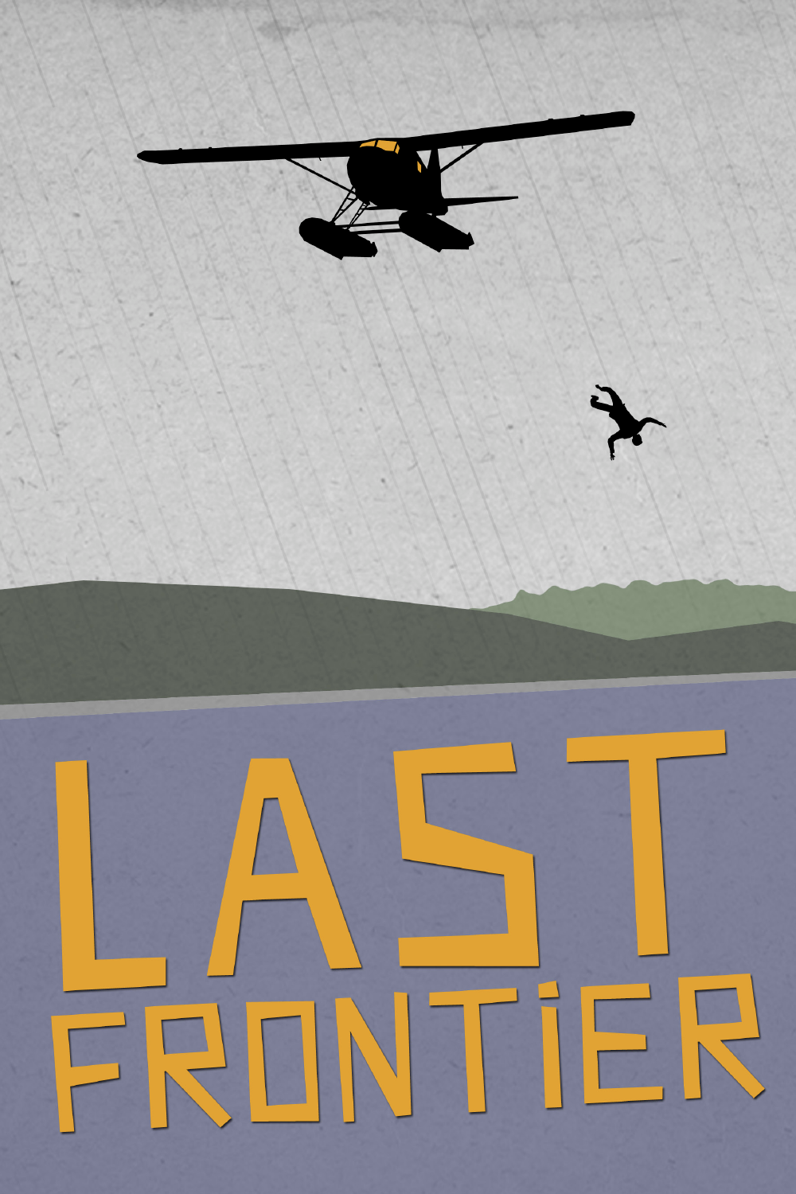# LAST FRONTiER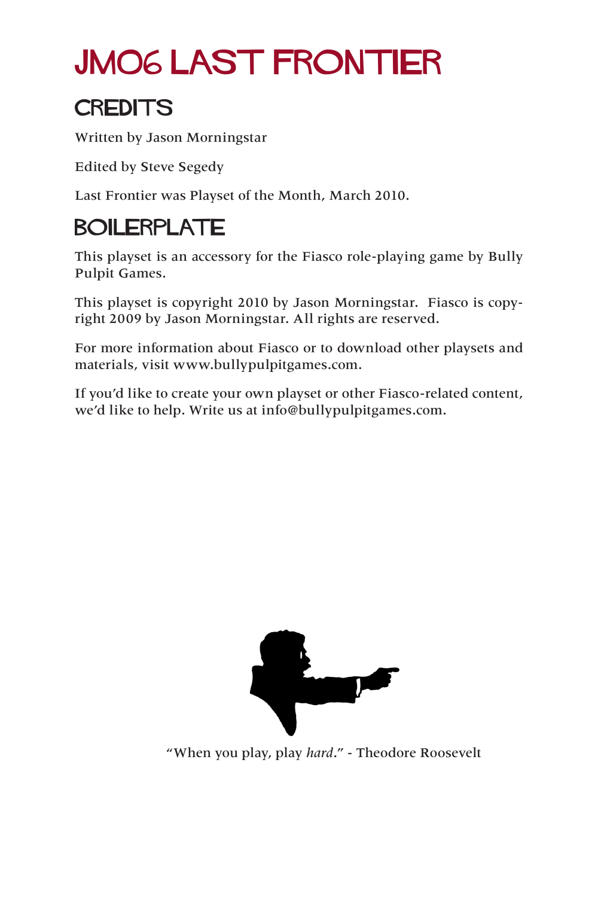# JM06 LAST FRONTIER

## CREDITS

Written by Jason Morningstar

Edited by Steve Segedy

Last Frontier was Playset of the Month, March 2010.

## BOILERPLATE

This playset is an accessory for the Fiasco role-playing game by Bully Pulpit Games.

This playset is copyright 2010 by Jason Morningstar. Fiasco is copyright 2009 by Jason Morningstar. All rights are reserved.

For more information about Fiasco or to download other playsets and materials, visit www.bullypulpitgames.com.

If you'd like to create your own playset or other Fiasco-related content, we'd like to help. Write us at info@bullypulpitgames.com.

"When you play, play *hard*." - Theodore Roosevelt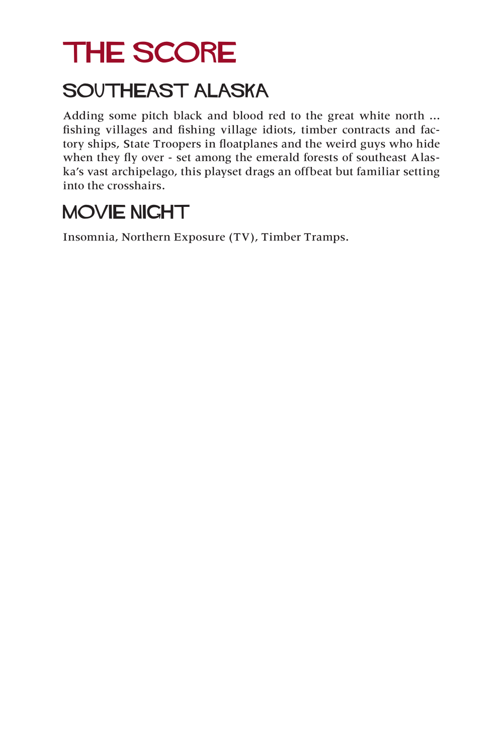# THE SCORE

## SOUTHEAST ALASKA

Adding some pitch black and blood red to the great white north ... fishing villages and fishing village idiots, timber contracts and factory ships, State Troopers in floatplanes and the weird guys who hide when they fly over - set among the emerald forests of southeast Alaska's vast archipelago, this playset drags an offbeat but familiar setting into the crosshairs.

## MOVIE NIGHT

Insomnia, Northern Exposure (TV), Timber Tramps.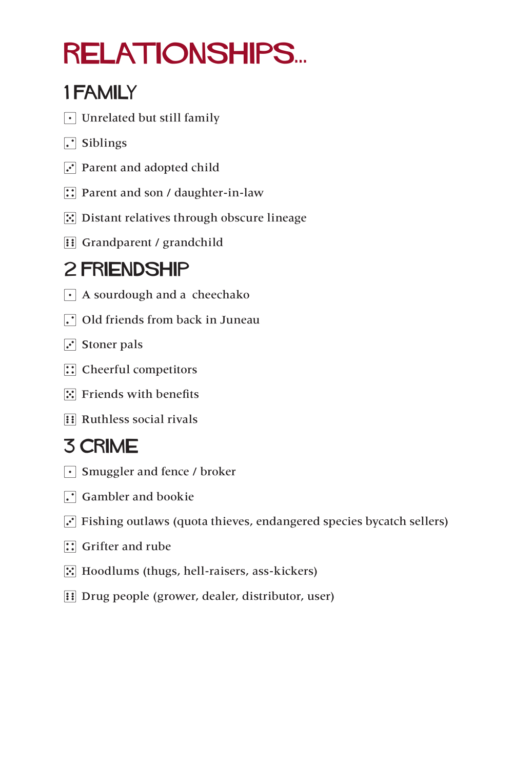# RELATIONSHIPS...

## 1 FAMILY

- ⚀ Unrelated but still family
- ⚁ Siblings
- ⚂ Parent and adopted child
- ⚃ Parent and son / daughter-in-law
- ⚄ Distant relatives through obscure lineage
- ⚅ Grandparent / grandchild

## 2 FRIENDSHIP

- ⚀ A sourdough and a cheechako
- ⚁ Old friends from back in Juneau
- ⚂ Stoner pals
- ⚃ Cheerful competitors
- ⚄ Friends with benefits
- ⚅ Ruthless social rivals

## 3 CRIME

- ⚀ Smuggler and fence / broker
- ⚁ Gambler and bookie
- ⚂ Fishing outlaws (quota thieves, endangered species bycatch sellers)
- ⚃ Grifter and rube
- ⚄ Hoodlums (thugs, hell-raisers, ass-kickers)
- ⚅ Drug people (grower, dealer, distributor, user)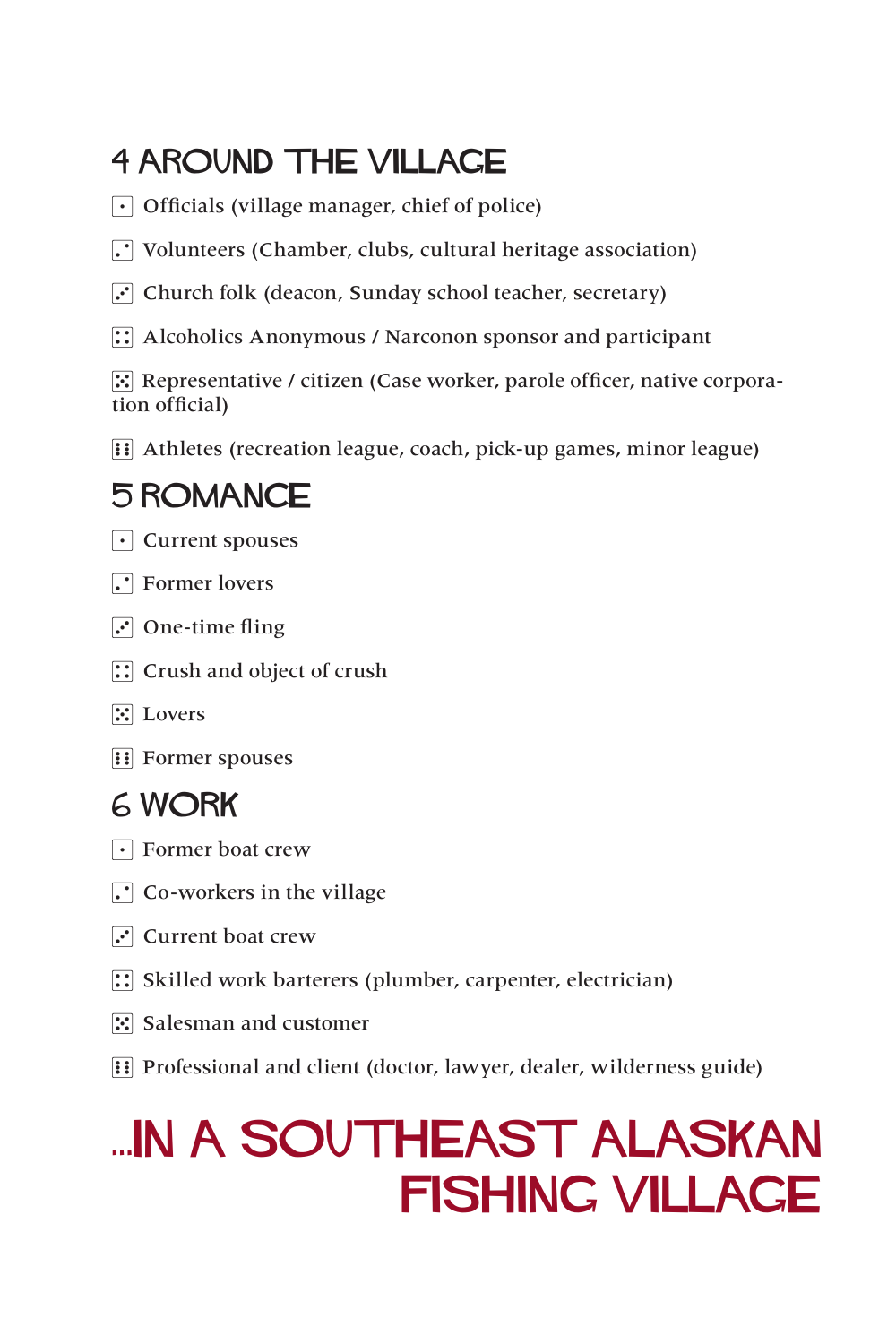## 4 AROUND THE VILLAGE

⚀ Officials (village manager, chief of police)

⚁ Volunteers (Chamber, clubs, cultural heritage association)

⚂ Church folk (deacon, Sunday school teacher, secretary)

⚃ Alcoholics Anonymous / Narconon sponsor and participant

⚄ Representative / citizen (Case worker, parole officer, native corporation official)

⚅ Athletes (recreation league, coach, pick-up games, minor league)

## 5 ROMANCE

⚀ Current spouses

⚁ Former lovers

⚂ One-time fling

⚃ Crush and object of crush

⚄ Lovers

⚅ Former spouses

## 6 WORK

⚀ Former boat crew

⚁ Co-workers in the village

⚂ Current boat crew

⚃ Skilled work barterers (plumber, carpenter, electrician)

⚄ Salesman and customer

⚅ Professional and client (doctor, lawyer, dealer, wilderness guide)

# ...IN A SOUTHEAST ALASKAN FISHING VILLAGE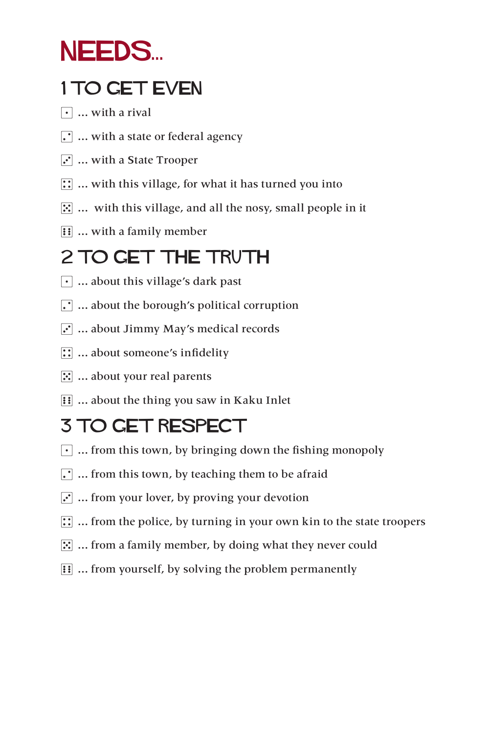# NEEDS...

## 1 TO GET EVEN

- ⚀ ... with a rival
- ⚁ ... with a state or federal agency
- ⚂ ... with a State Trooper
- ⚃ ... with this village, for what it has turned you into
- ⚄ ... with this village, and all the nosy, small people in it
- ⚅ ... with a family member

## 2 TO GET THE TRUTH

- ⚀ ... about this village's dark past
- ⚁ ... about the borough's political corruption
- ⚂ ... about Jimmy May's medical records
- ⚃ ... about someone's infidelity
- ⚄ ... about your real parents
- ⚅ ... about the thing you saw in Kaku Inlet

## 3 TO GET RESPECT

- ⚀ ... from this town, by bringing down the fishing monopoly
- ⚁ ... from this town, by teaching them to be afraid
- ⚂ ... from your lover, by proving your devotion
- ⚃ ... from the police, by turning in your own kin to the state troopers
- ⚄ ... from a family member, by doing what they never could
- ⚅ ... from yourself, by solving the problem permanently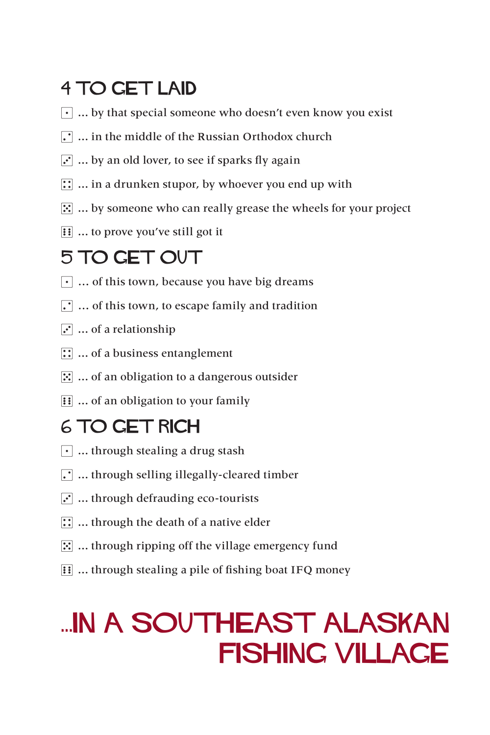## 4 TO GET LAID

- ⚀ ... by that special someone who doesn't even know you exist
- ⚁ ... in the middle of the Russian Orthodox church
- ⚂ ... by an old lover, to see if sparks fly again
- ⚃ ... in a drunken stupor, by whoever you end up with
- ⚄ ... by someone who can really grease the wheels for your project
- ⚅ ... to prove you've still got it

## 5 TO GET OUT

- ⚀ ... of this town, because you have big dreams
- ⚁ ... of this town, to escape family and tradition
- ⚂ ... of a relationship
- ⚃ ... of a business entanglement
- ⚄ ... of an obligation to a dangerous outsider
- ⚅ ... of an obligation to your family

## 6 TO GET RICH

- ⚀ ... through stealing a drug stash
- ⚁ ... through selling illegally-cleared timber
- ⚂ ... through defrauding eco-tourists
- ⚃ ... through the death of a native elder
- ⚄ ... through ripping off the village emergency fund
- ⚅ ... through stealing a pile of fishing boat IFQ money

# ...IN A SOUTHEAST ALASKAN FISHING VILLAGE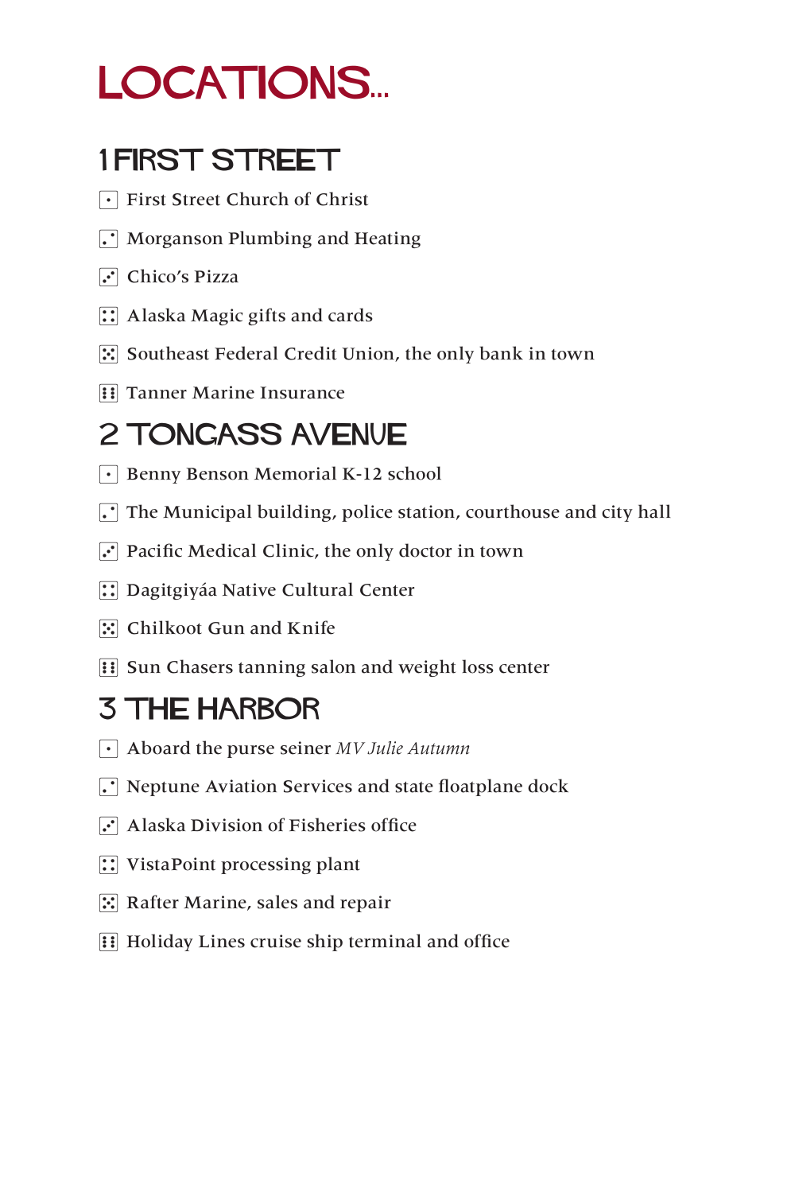# LOCATIONS...

## 1 FIRST STREET

- ⚀ First Street Church of Christ
- ⚁ Morganson Plumbing and Heating
- ⚂ Chico's Pizza
- ⚃ Alaska Magic gifts and cards
- ⚄ Southeast Federal Credit Union, the only bank in town
- ⚅ Tanner Marine Insurance

## 2 TONGASS AVENUE

- ⚀ Benny Benson Memorial K-12 school
- ⚁ The Municipal building, police station, courthouse and city hall
- ⚂ Pacific Medical Clinic, the only doctor in town
- ⚃ Dagitgiyáa Native Cultural Center
- ⚄ Chilkoot Gun and Knife
- ⚅ Sun Chasers tanning salon and weight loss center

## 3 THE HARBOR

- ⚀ Aboard the purse seiner *MV Julie Autumn*
- ⚁ Neptune Aviation Services and state floatplane dock
- ⚂ Alaska Division of Fisheries office
- ⚃ VistaPoint processing plant
- ⚄ Rafter Marine, sales and repair
- ⚅ Holiday Lines cruise ship terminal and office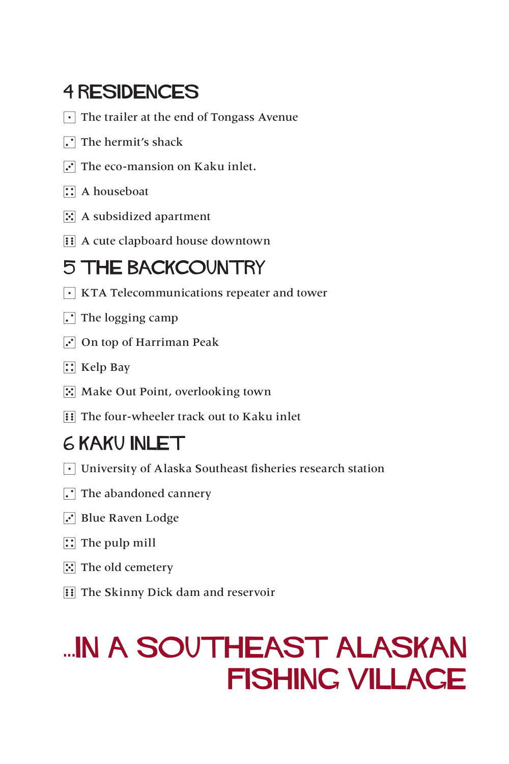## 4 RESIDENCES

- ⚀ The trailer at the end of Tongass Avenue
- ⚁ The hermit's shack
- ⚂ The eco-mansion on Kaku inlet.
- ⚃ A houseboat
- ⚄ A subsidized apartment
- ⚅ A cute clapboard house downtown

## 5 THE BACKCOUNTRY

- ⚀ KTA Telecommunications repeater and tower
- ⚁ The logging camp
- ⚂ On top of Harriman Peak
- ⚃ Kelp Bay
- ⚄ Make Out Point, overlooking town
- ⚅ The four-wheeler track out to Kaku inlet

## 6 KAKU INLET

- ⚀ University of Alaska Southeast fisheries research station
- ⚁ The abandoned cannery
- ⚂ Blue Raven Lodge
- ⚃ The pulp mill
- ⚄ The old cemetery
- ⚅ The Skinny Dick dam and reservoir

# ...IN A SOUTHEAST ALASKAN FISHING VILLAGE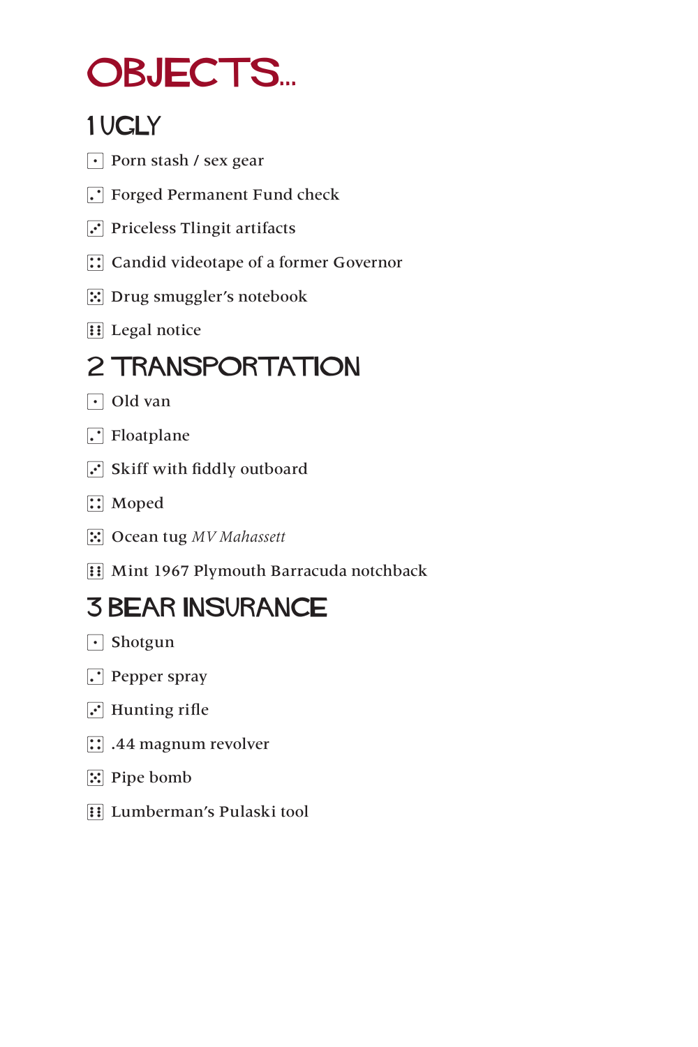# OBJECTS...

## 1 UGLY

- ⚀ Porn stash / sex gear
- ⚁ Forged Permanent Fund check
- ⚂ Priceless Tlingit artifacts
- ⚃ Candid videotape of a former Governor
- ⚄ Drug smuggler's notebook
- ⚅ Legal notice

## 2 TRANSPORTATION

- ⚀ Old van
- ⚁ Floatplane
- ⚂ Skiff with fiddly outboard
- ⚃ Moped
- ⚄ Ocean tug *MV Mahassett*
- ⚅ Mint 1967 Plymouth Barracuda notchback

## 3 BEAR INSURANCE

- ⚀ Shotgun
- ⚁ Pepper spray
- ⚂ Hunting rifle
- ⚃ .44 magnum revolver
- ⚄ Pipe bomb
- ⚅ Lumberman's Pulaski tool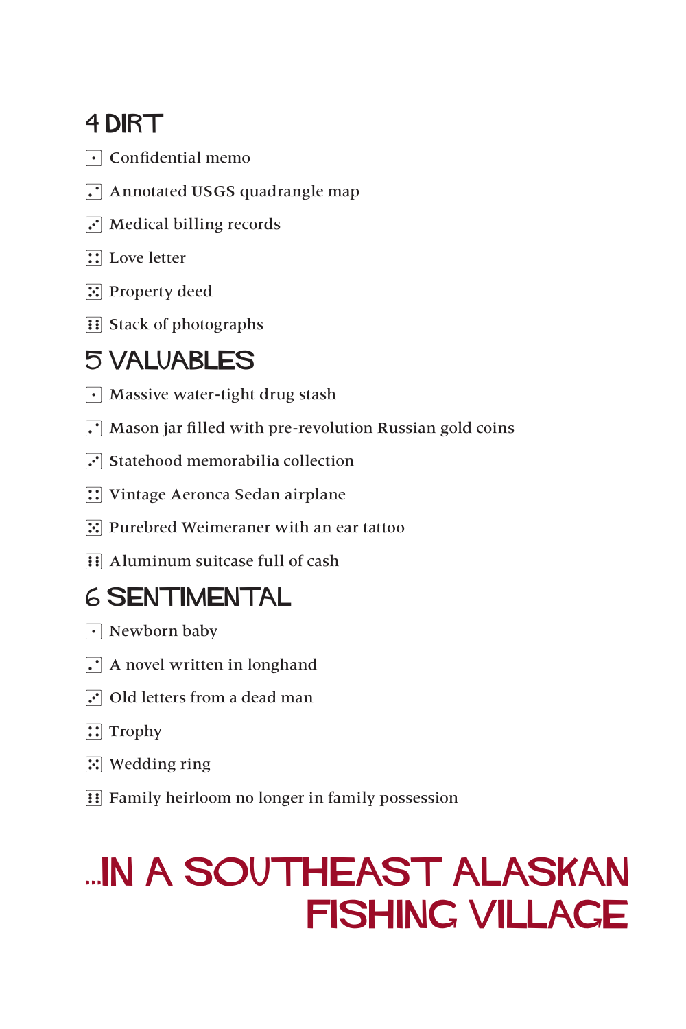## 4 DIRT

- ⚀ Confidential memo
- ⚁ Annotated USGS quadrangle map
- ⚂ Medical billing records
- ⚃ Love letter
- ⚄ Property deed
- ⚅ Stack of photographs

## 5 VALUABLES

- ⚀ Massive water-tight drug stash
- ⚁ Mason jar filled with pre-revolution Russian gold coins
- ⚂ Statehood memorabilia collection
- ⚃ Vintage Aeronca Sedan airplane
- ⚄ Purebred Weimeraner with an ear tattoo
- ⚅ Aluminum suitcase full of cash

## 6 SENTIMENTAL

- ⚀ Newborn baby
- ⚁ A novel written in longhand
- ⚂ Old letters from a dead man
- ⚃ Trophy
- ⚄ Wedding ring
- ⚅ Family heirloom no longer in family possession

# ...IN A SOUTHEAST ALASKAN FISHING VILLAGE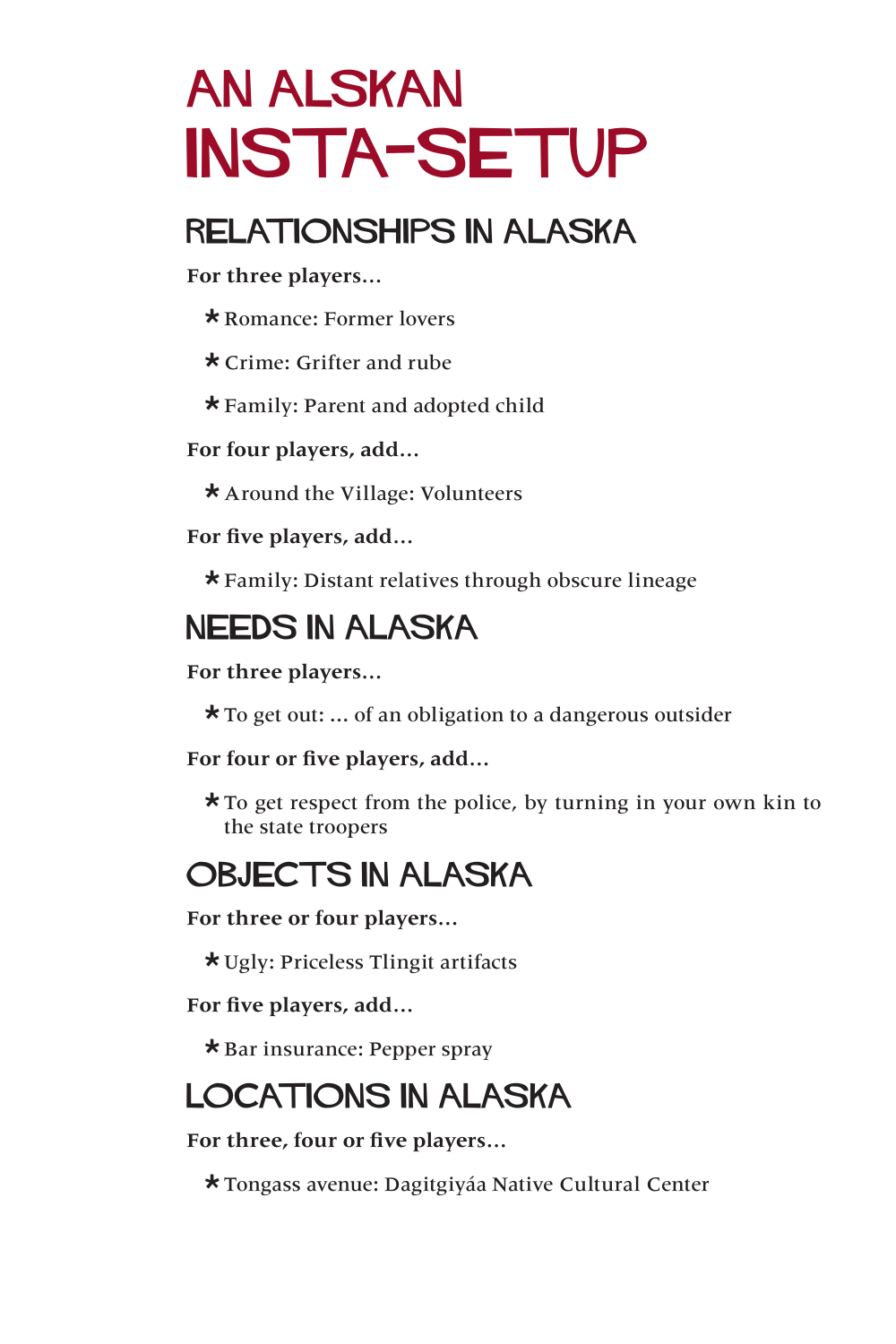# AN ALSKAN INSTA-SETUP

## RELATIONSHIPS IN ALASKA

**For three players...**

* Romance: Former lovers
* Crime: Grifter and rube
* Family: Parent and adopted child

**For four players, add...**

* Around the Village: Volunteers

**For five players, add...**

* Family: Distant relatives through obscure lineage

## NEEDS IN ALASKA

**For three players...**

* To get out: ... of an obligation to a dangerous outsider

**For four or five players, add...**

* To get respect from the police, by turning in your own kin to the state troopers

## OBJECTS IN ALASKA

**For three or four players...**

* Ugly: Priceless Tlingit artifacts

**For five players, add...**

* Bar insurance: Pepper spray

## LOCATIONS IN ALASKA

**For three, four or five players...**

* Tongass avenue: Dagitgiyáa Native Cultural Center